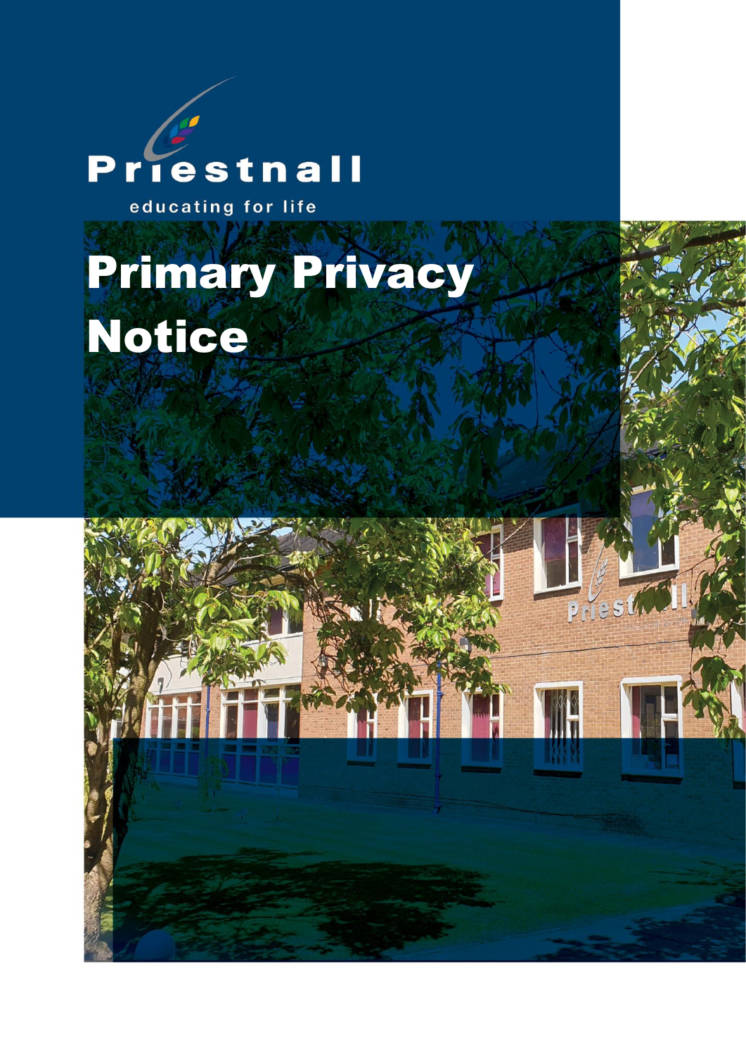Priestnall

educating for life

# Primary Privacy Notice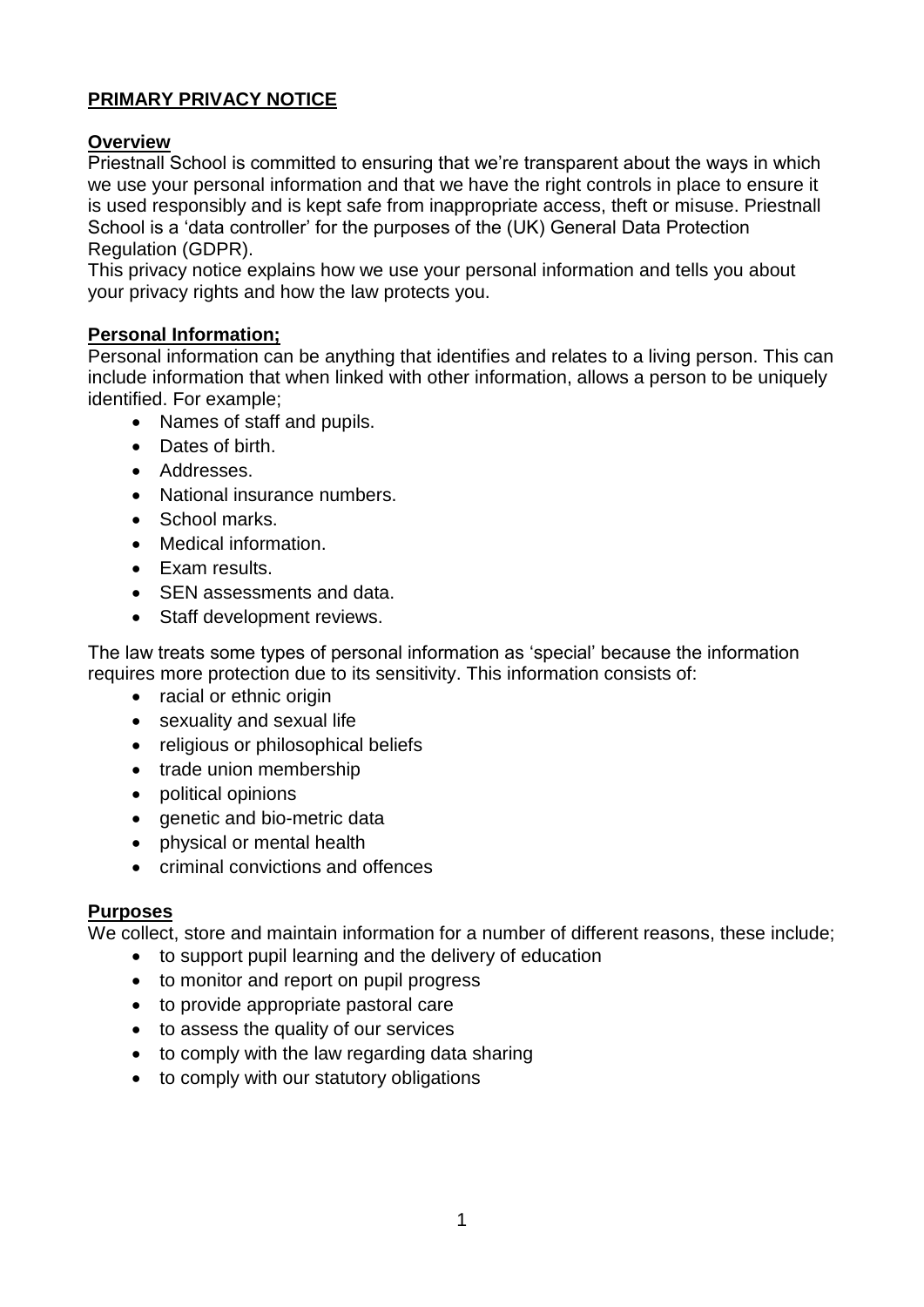**PRIMARY PRIVACY NOTICE**

**Overview**

Priestnall School is committed to ensuring that we're transparent about the ways in which we use your personal information and that we have the right controls in place to ensure it is used responsibly and is kept safe from inappropriate access, theft or misuse. Priestnall School is a 'data controller' for the purposes of the (UK) General Data Protection Regulation (GDPR).

This privacy notice explains how we use your personal information and tells you about your privacy rights and how the law protects you.

**Personal Information;**

Personal information can be anything that identifies and relates to a living person. This can include information that when linked with other information, allows a person to be uniquely identified. For example;

- Names of staff and pupils.
- Dates of birth.
- Addresses.
- National insurance numbers.
- School marks.
- Medical information.
- Exam results.
- SEN assessments and data.
- Staff development reviews.

The law treats some types of personal information as 'special' because the information requires more protection due to its sensitivity. This information consists of:

- racial or ethnic origin
- sexuality and sexual life
- religious or philosophical beliefs
- trade union membership
- political opinions
- genetic and bio-metric data
- physical or mental health
- criminal convictions and offences

**Purposes**

We collect, store and maintain information for a number of different reasons, these include;

- to support pupil learning and the delivery of education
- to monitor and report on pupil progress
- to provide appropriate pastoral care
- to assess the quality of our services
- to comply with the law regarding data sharing
- to comply with our statutory obligations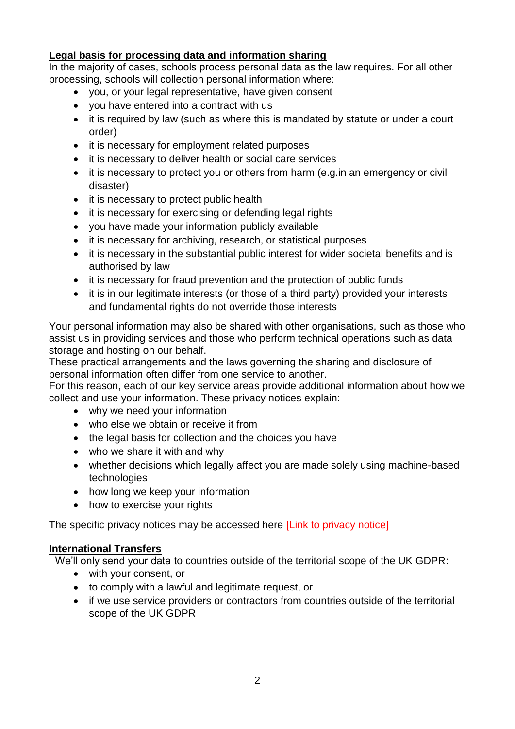## Legal basis for processing data and information sharing

In the majority of cases, schools process personal data as the law requires. For all other processing, schools will collection personal information where:

- you, or your legal representative, have given consent
- you have entered into a contract with us
- it is required by law (such as where this is mandated by statute or under a court order)
- it is necessary for employment related purposes
- it is necessary to deliver health or social care services
- it is necessary to protect you or others from harm (e.g.in an emergency or civil disaster)
- it is necessary to protect public health
- it is necessary for exercising or defending legal rights
- you have made your information publicly available
- it is necessary for archiving, research, or statistical purposes
- it is necessary in the substantial public interest for wider societal benefits and is authorised by law
- it is necessary for fraud prevention and the protection of public funds
- it is in our legitimate interests (or those of a third party) provided your interests and fundamental rights do not override those interests

Your personal information may also be shared with other organisations, such as those who assist us in providing services and those who perform technical operations such as data storage and hosting on our behalf.

These practical arrangements and the laws governing the sharing and disclosure of personal information often differ from one service to another.

For this reason, each of our key service areas provide additional information about how we collect and use your information. These privacy notices explain:

- why we need your information
- who else we obtain or receive it from
- the legal basis for collection and the choices you have
- who we share it with and why
- whether decisions which legally affect you are made solely using machine-based technologies
- how long we keep your information
- how to exercise your rights

The specific privacy notices may be accessed here [Link to privacy notice]

## International Transfers

We'll only send your data to countries outside of the territorial scope of the UK GDPR:

- with your consent, or
- to comply with a lawful and legitimate request, or
- if we use service providers or contractors from countries outside of the territorial scope of the UK GDPR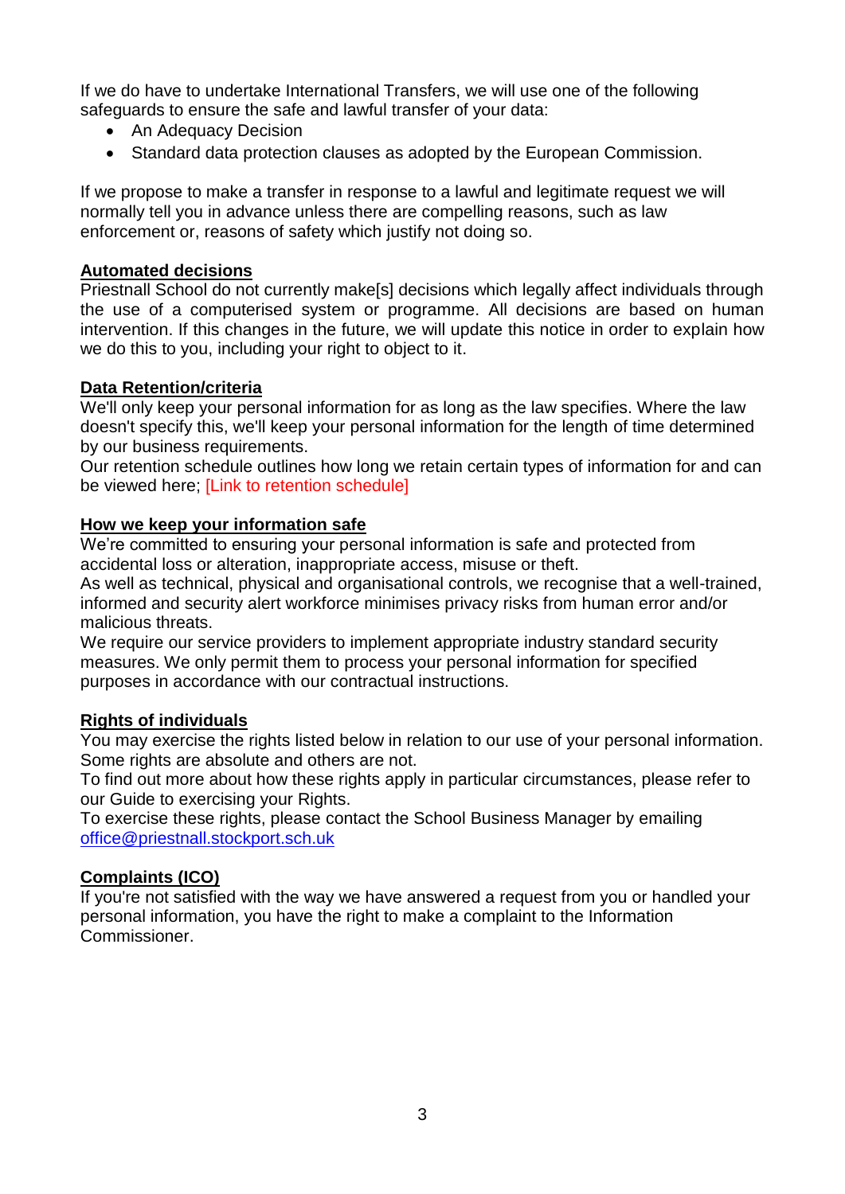If we do have to undertake International Transfers, we will use one of the following safeguards to ensure the safe and lawful transfer of your data:

- An Adequacy Decision
- Standard data protection clauses as adopted by the European Commission.

If we propose to make a transfer in response to a lawful and legitimate request we will normally tell you in advance unless there are compelling reasons, such as law enforcement or, reasons of safety which justify not doing so.

**Automated decisions**

Priestnall School do not currently make[s] decisions which legally affect individuals through the use of a computerised system or programme. All decisions are based on human intervention. If this changes in the future, we will update this notice in order to explain how we do this to you, including your right to object to it.

**Data Retention/criteria**

We'll only keep your personal information for as long as the law specifies. Where the law doesn't specify this, we'll keep your personal information for the length of time determined by our business requirements.
Our retention schedule outlines how long we retain certain types of information for and can be viewed here; [Link to retention schedule]

**How we keep your information safe**

We're committed to ensuring your personal information is safe and protected from accidental loss or alteration, inappropriate access, misuse or theft.
As well as technical, physical and organisational controls, we recognise that a well-trained, informed and security alert workforce minimises privacy risks from human error and/or malicious threats.
We require our service providers to implement appropriate industry standard security measures. We only permit them to process your personal information for specified purposes in accordance with our contractual instructions.

**Rights of individuals**

You may exercise the rights listed below in relation to our use of your personal information. Some rights are absolute and others are not.
To find out more about how these rights apply in particular circumstances, please refer to our Guide to exercising your Rights.
To exercise these rights, please contact the School Business Manager by emailing office@priestnall.stockport.sch.uk

**Complaints (ICO)**

If you're not satisfied with the way we have answered a request from you or handled your personal information, you have the right to make a complaint to the Information Commissioner.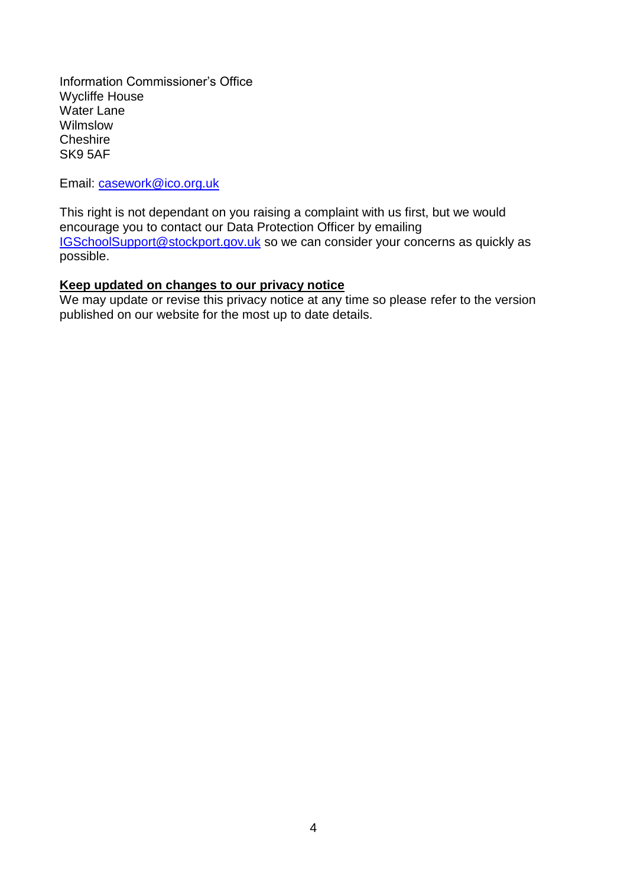Information Commissioner's Office
Wycliffe House
Water Lane
Wilmslow
Cheshire
SK9 5AF

Email: casework@ico.org.uk

This right is not dependant on you raising a complaint with us first, but we would encourage you to contact our Data Protection Officer by emailing IGSchoolSupport@stockport.gov.uk so we can consider your concerns as quickly as possible.

**Keep updated on changes to our privacy notice**

We may update or revise this privacy notice at any time so please refer to the version published on our website for the most up to date details.